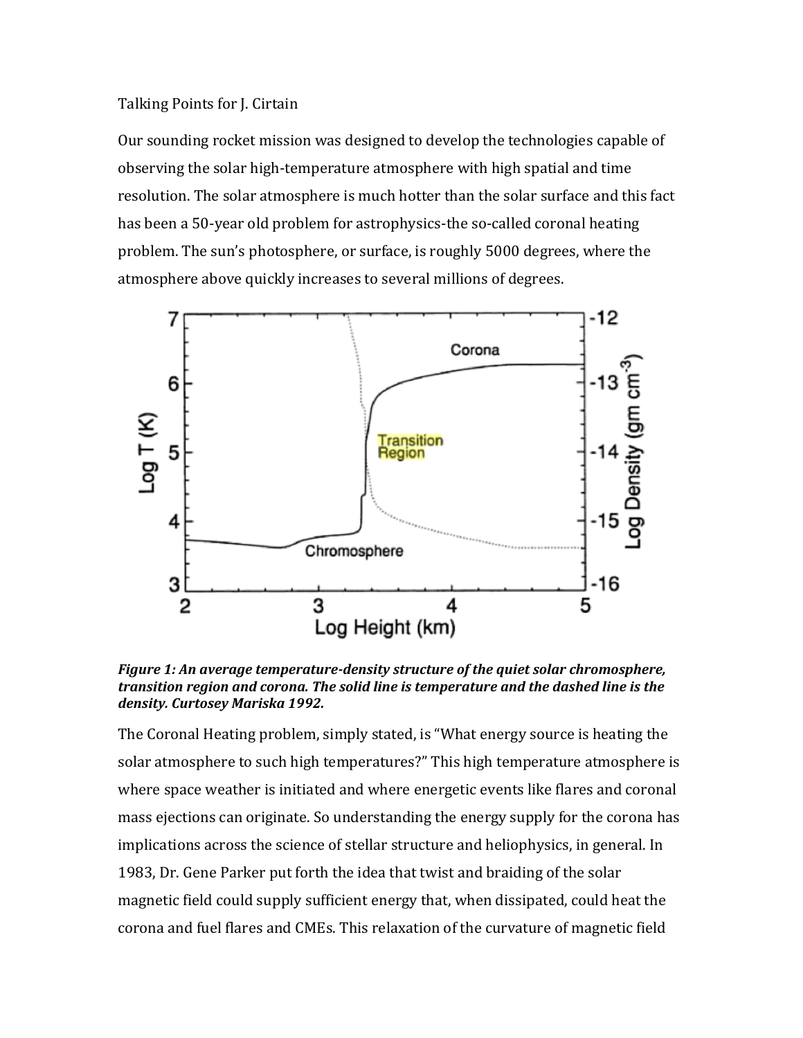Talking Points for J. Cirtain

Our sounding rocket mission was designed to develop the technologies capable of observing the solar high-temperature atmosphere with high spatial and time resolution. The solar atmosphere is much hotter than the solar surface and this fact has been a 50-year old problem for astrophysics-the so-called coronal heating problem. The sun's photosphere, or surface, is roughly 5000 degrees, where the atmosphere above quickly increases to several millions of degrees.

***Figure 1: An average temperature-density structure of the quiet solar chromosphere, transition region and corona. The solid line is temperature and the dashed line is the density. Curtosey Mariska 1992.***

The Coronal Heating problem, simply stated, is "What energy source is heating the solar atmosphere to such high temperatures?" This high temperature atmosphere is where space weather is initiated and where energetic events like flares and coronal mass ejections can originate. So understanding the energy supply for the corona has implications across the science of stellar structure and heliophysics, in general. In 1983, Dr. Gene Parker put forth the idea that twist and braiding of the solar magnetic field could supply sufficient energy that, when dissipated, could heat the corona and fuel flares and CMEs. This relaxation of the curvature of magnetic field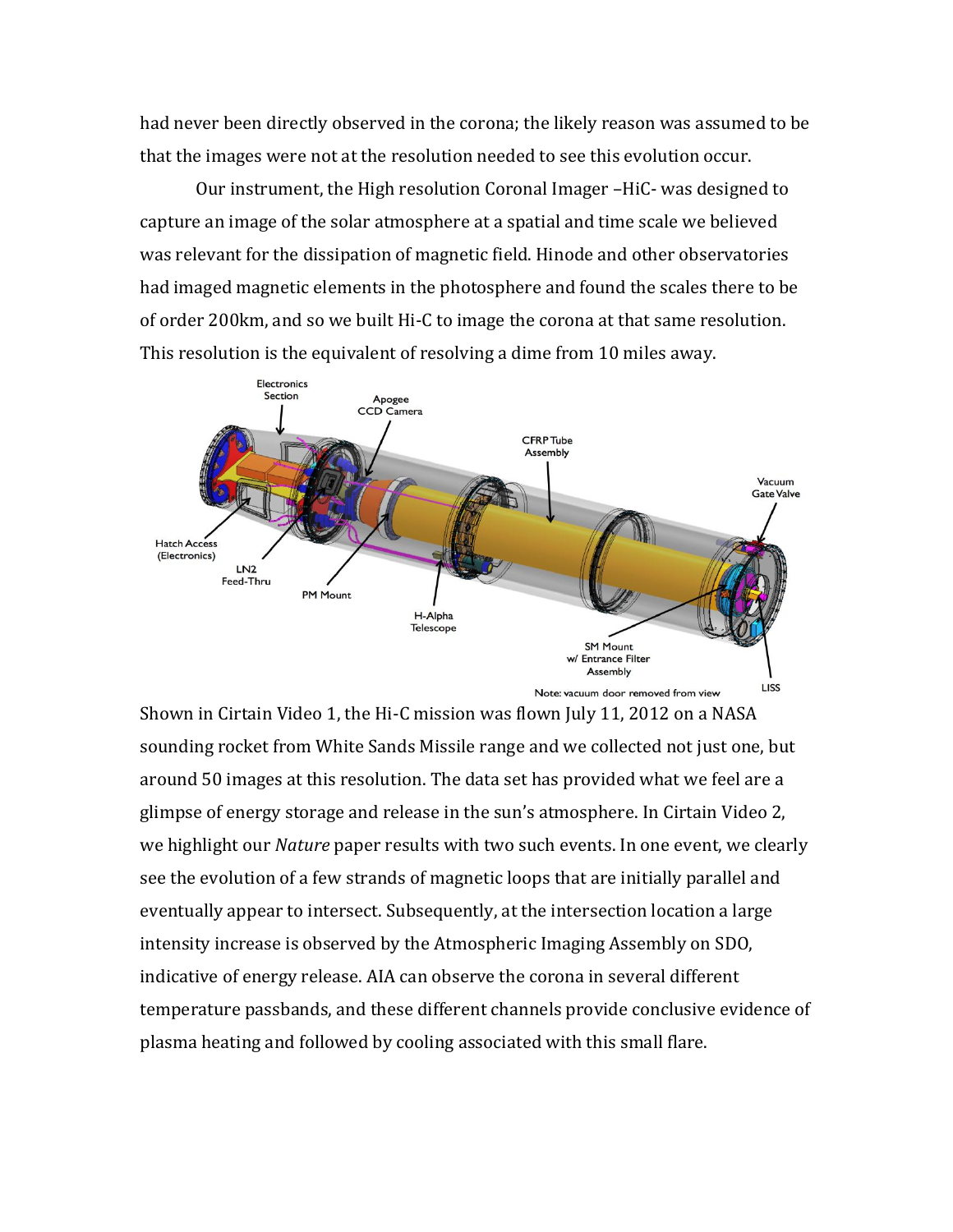had never been directly observed in the corona; the likely reason was assumed to be that the images were not at the resolution needed to see this evolution occur.

Our instrument, the High resolution Coronal Imager –HiC- was designed to capture an image of the solar atmosphere at a spatial and time scale we believed was relevant for the dissipation of magnetic field. Hinode and other observatories had imaged magnetic elements in the photosphere and found the scales there to be of order 200km, and so we built Hi-C to image the corona at that same resolution. This resolution is the equivalent of resolving a dime from 10 miles away.

Shown in Cirtain Video 1, the Hi-C mission was flown July 11, 2012 on a NASA sounding rocket from White Sands Missile range and we collected not just one, but around 50 images at this resolution. The data set has provided what we feel are a glimpse of energy storage and release in the sun's atmosphere. In Cirtain Video 2, we highlight our *Nature* paper results with two such events. In one event, we clearly see the evolution of a few strands of magnetic loops that are initially parallel and eventually appear to intersect. Subsequently, at the intersection location a large intensity increase is observed by the Atmospheric Imaging Assembly on SDO, indicative of energy release. AIA can observe the corona in several different temperature passbands, and these different channels provide conclusive evidence of plasma heating and followed by cooling associated with this small flare.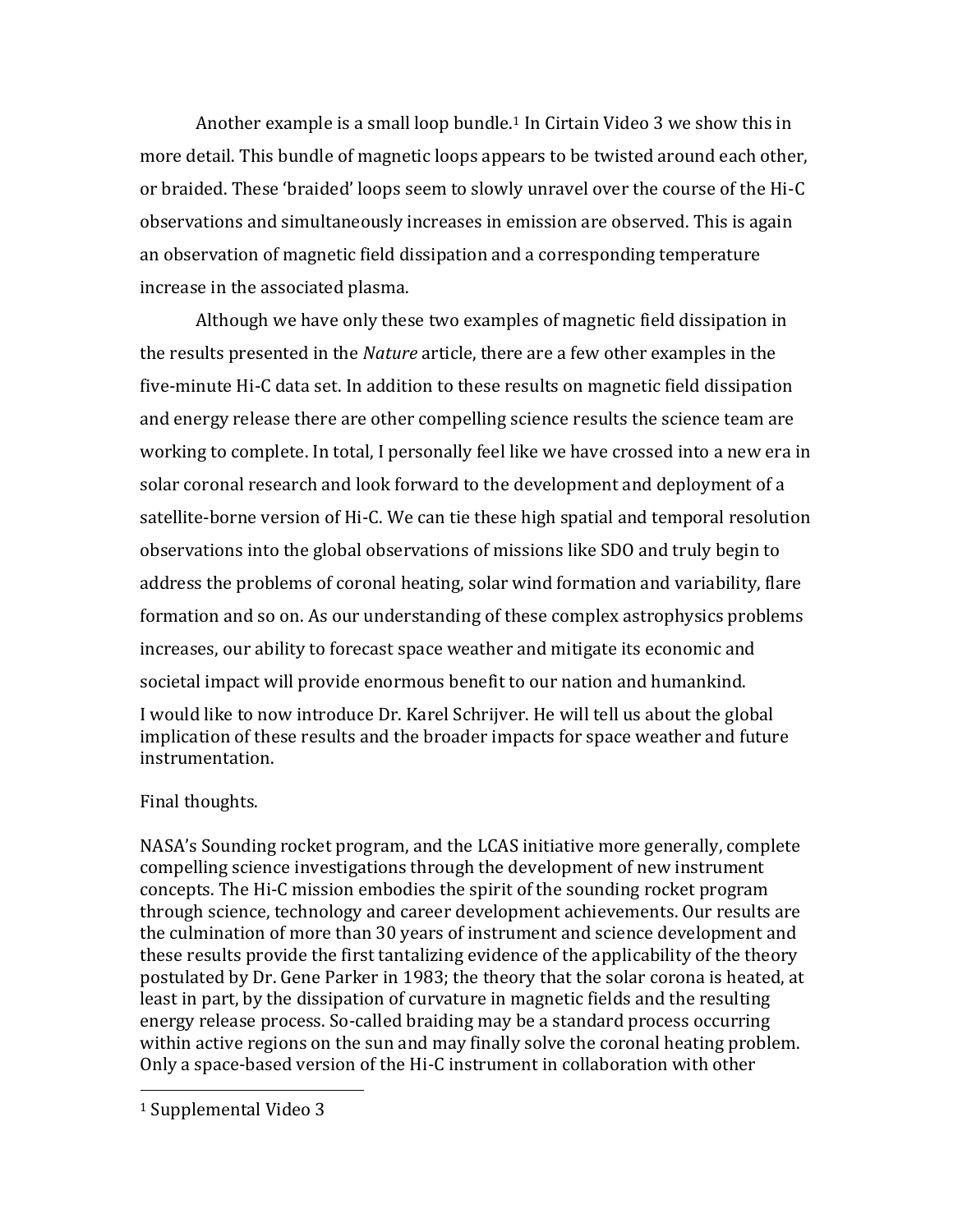Another example is a small loop bundle.[1] In Cirtain Video 3 we show this in more detail. This bundle of magnetic loops appears to be twisted around each other, or braided. These 'braided' loops seem to slowly unravel over the course of the Hi-C observations and simultaneously increases in emission are observed. This is again an observation of magnetic field dissipation and a corresponding temperature increase in the associated plasma.

Although we have only these two examples of magnetic field dissipation in the results presented in the *Nature* article, there are a few other examples in the five-minute Hi-C data set. In addition to these results on magnetic field dissipation and energy release there are other compelling science results the science team are working to complete. In total, I personally feel like we have crossed into a new era in solar coronal research and look forward to the development and deployment of a satellite-borne version of Hi-C. We can tie these high spatial and temporal resolution observations into the global observations of missions like SDO and truly begin to address the problems of coronal heating, solar wind formation and variability, flare formation and so on. As our understanding of these complex astrophysics problems increases, our ability to forecast space weather and mitigate its economic and societal impact will provide enormous benefit to our nation and humankind.

I would like to now introduce Dr. Karel Schrijver. He will tell us about the global implication of these results and the broader impacts for space weather and future instrumentation.

Final thoughts.

NASA's Sounding rocket program, and the LCAS initiative more generally, complete compelling science investigations through the development of new instrument concepts. The Hi-C mission embodies the spirit of the sounding rocket program through science, technology and career development achievements. Our results are the culmination of more than 30 years of instrument and science development and these results provide the first tantalizing evidence of the applicability of the theory postulated by Dr. Gene Parker in 1983; the theory that the solar corona is heated, at least in part, by the dissipation of curvature in magnetic fields and the resulting energy release process. So-called braiding may be a standard process occurring within active regions on the sun and may finally solve the coronal heating problem. Only a space-based version of the Hi-C instrument in collaboration with other

---

[1] Supplemental Video 3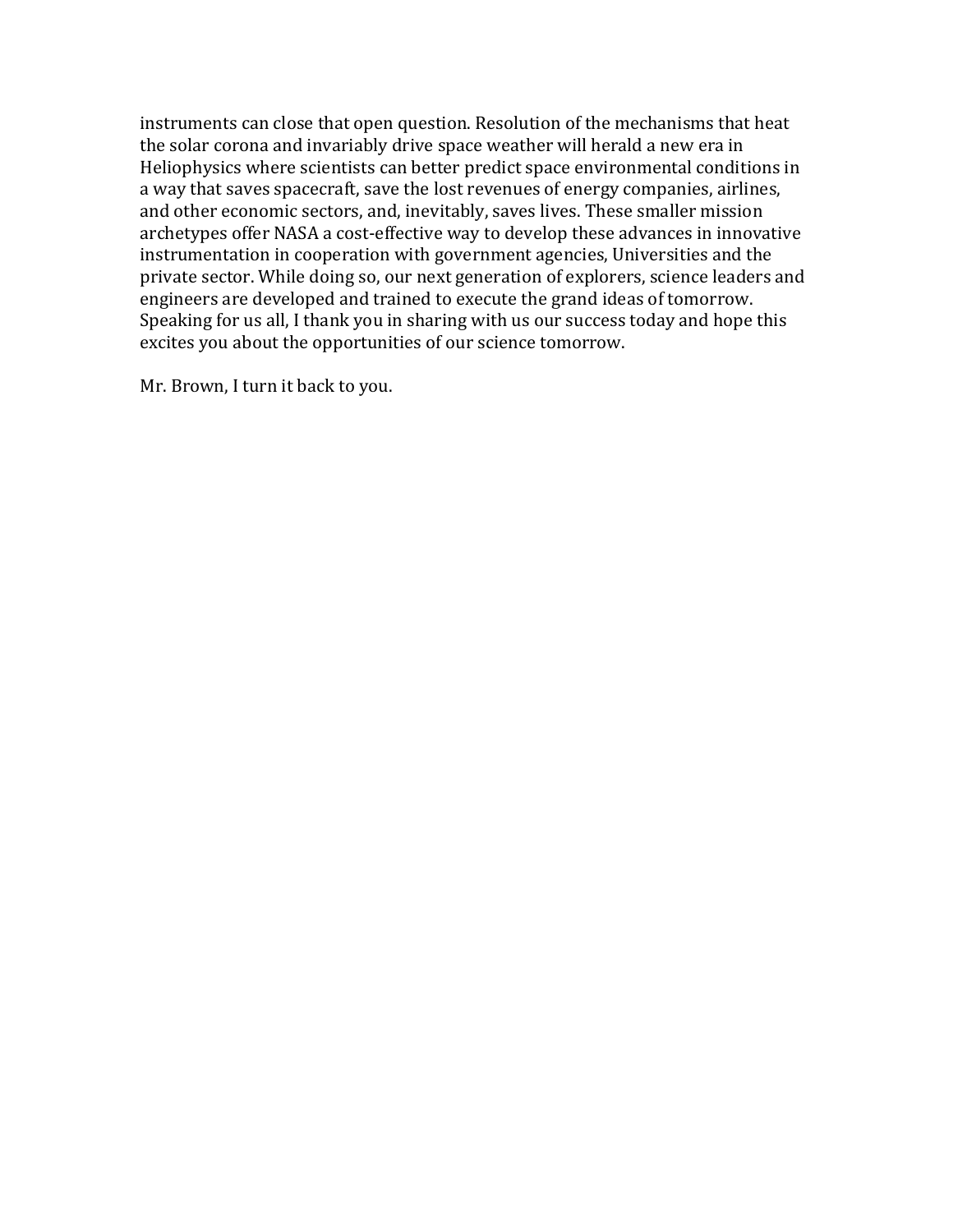instruments can close that open question. Resolution of the mechanisms that heat the solar corona and invariably drive space weather will herald a new era in Heliophysics where scientists can better predict space environmental conditions in a way that saves spacecraft, save the lost revenues of energy companies, airlines, and other economic sectors, and, inevitably, saves lives. These smaller mission archetypes offer NASA a cost-effective way to develop these advances in innovative instrumentation in cooperation with government agencies, Universities and the private sector. While doing so, our next generation of explorers, science leaders and engineers are developed and trained to execute the grand ideas of tomorrow. Speaking for us all, I thank you in sharing with us our success today and hope this excites you about the opportunities of our science tomorrow.

Mr. Brown, I turn it back to you.